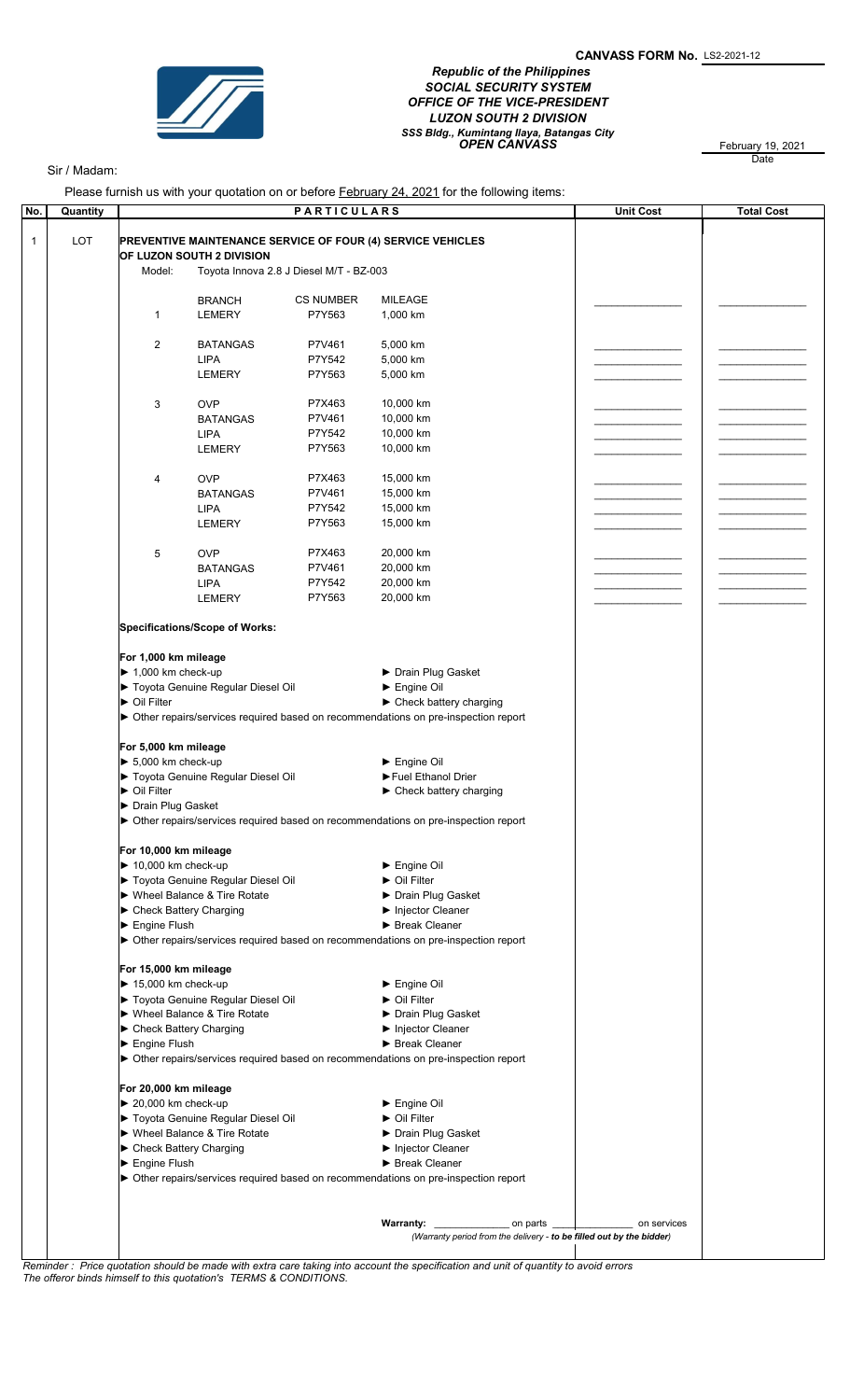**CANVASS FORM No.** LS2-2021-12

*Republic of the Philippines*
*SOCIAL SECURITY SYSTEM*
*OFFICE OF THE VICE-PRESIDENT*
*LUZON SOUTH 2 DIVISION*
*SSS Bldg., Kumintang Ilaya, Batangas City*
***OPEN CANVASS***

February 19, 2021
Date

Sir / Madam:

Please furnish us with your quotation on or before February 24, 2021 for the following items:

| No. | Quantity | PARTICULARS | Unit Cost | Total Cost |
|---|---|---|---|---|
| 1 | LOT | **PREVENTIVE MAINTENANCE SERVICE OF FOUR (4) SERVICE VEHICLES OF LUZON SOUTH 2 DIVISION** | | |
| | | Model: Toyota Innova 2.8 J Diesel M/T - BZ-003 | | |
| | | BRANCH / CS NUMBER / MILEAGE | | |
| | | 1 LEMERY P7Y563 1,000 km | ______________ | ______________ |
| | | 2 BATANGAS P7V461 5,000 km | ______________ | ______________ |
| | | LIPA P7Y542 5,000 km | ______________ | ______________ |
| | | LEMERY P7Y563 5,000 km | ______________ | ______________ |
| | | 3 OVP P7X463 10,000 km | ______________ | ______________ |
| | | BATANGAS P7V461 10,000 km | ______________ | ______________ |
| | | LIPA P7Y542 10,000 km | ______________ | ______________ |
| | | LEMERY P7Y563 10,000 km | ______________ | ______________ |
| | | 4 OVP P7X463 15,000 km | ______________ | ______________ |
| | | BATANGAS P7V461 15,000 km | ______________ | ______________ |
| | | LIPA P7Y542 15,000 km | ______________ | ______________ |
| | | LEMERY P7Y563 15,000 km | ______________ | ______________ |
| | | 5 OVP P7X463 20,000 km | ______________ | ______________ |
| | | BATANGAS P7V461 20,000 km | ______________ | ______________ |
| | | LIPA P7Y542 20,000 km | ______________ | ______________ |
| | | LEMERY P7Y563 20,000 km | ______________ | ______________ |

**Specifications/Scope of Works:**

**For 1,000 km mileage**
- ► 1,000 km check-up
- ► Toyota Genuine Regular Diesel Oil
- ► Oil Filter
- ► Drain Plug Gasket
- ► Engine Oil
- ► Check battery charging
- ► Other repairs/services required based on recommendations on pre-inspection report

**For 5,000 km mileage**
- ► 5,000 km check-up
- ► Toyota Genuine Regular Diesel Oil
- ► Oil Filter
- ► Drain Plug Gasket
- ► Engine Oil
- ► Fuel Ethanol Drier
- ► Check battery charging
- ► Other repairs/services required based on recommendations on pre-inspection report

**For 10,000 km mileage**
- ► 10,000 km check-up
- ► Toyota Genuine Regular Diesel Oil
- ► Wheel Balance & Tire Rotate
- ► Check Battery Charging
- ► Engine Flush
- ► Engine Oil
- ► Oil Filter
- ► Drain Plug Gasket
- ► Injector Cleaner
- ► Break Cleaner
- ► Other repairs/services required based on recommendations on pre-inspection report

**For 15,000 km mileage**
- ► 15,000 km check-up
- ► Toyota Genuine Regular Diesel Oil
- ► Wheel Balance & Tire Rotate
- ► Check Battery Charging
- ► Engine Flush
- ► Engine Oil
- ► Oil Filter
- ► Drain Plug Gasket
- ► Injector Cleaner
- ► Break Cleaner
- ► Other repairs/services required based on recommendations on pre-inspection report

**For 20,000 km mileage**
- ► 20,000 km check-up
- ► Toyota Genuine Regular Diesel Oil
- ► Wheel Balance & Tire Rotate
- ► Check Battery Charging
- ► Engine Flush
- ► Engine Oil
- ► Oil Filter
- ► Drain Plug Gasket
- ► Injector Cleaner
- ► Break Cleaner
- ► Other repairs/services required based on recommendations on pre-inspection report

**Warranty:** ______________ on parts ______________ on services
*(Warranty period from the delivery - **to be filled out by the bidder**)*

*Reminder : Price quotation should be made with extra care taking into account the specification and unit of quantity to avoid errors*
*The offeror binds himself to this quotation's TERMS & CONDITIONS.*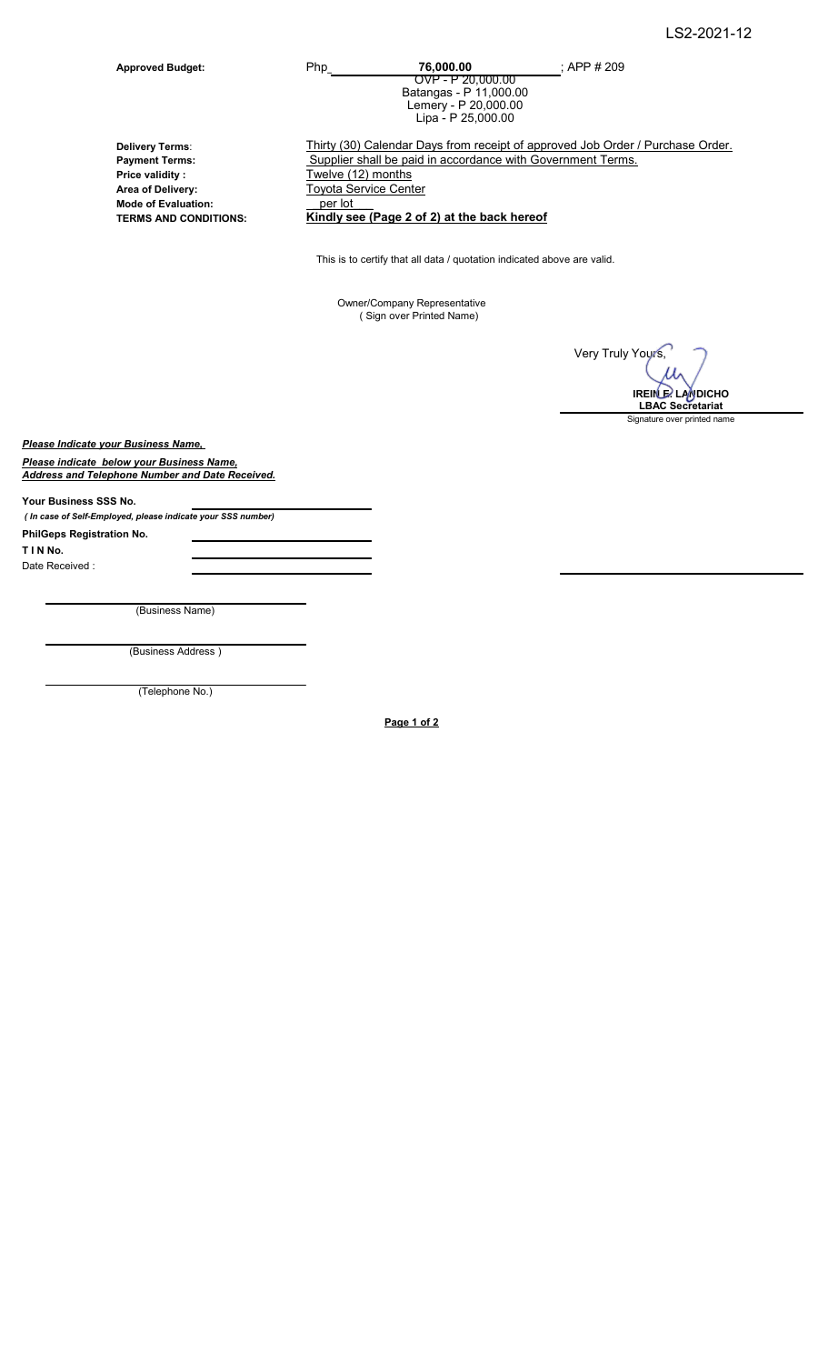LS2-2021-12

| | | |
|---|---|---|
| **Approved Budget:** | Php **76,000.00** | ; APP # 209 |
| | OVP - P 20,000.00<br>Batangas - P 11,000.00<br>Lemery - P 20,000.00<br>Lipa - P 25,000.00 | |
| **Delivery Terms**: | Thirty (30) Calendar Days from receipt of approved Job Order / Purchase Order. | |
| **Payment Terms:** | Supplier shall be paid in accordance with Government Terms. | |
| **Price validity :** | Twelve (12) months | |
| **Area of Delivery:** | Toyota Service Center | |
| **Mode of Evaluation:** | per lot | |
| **TERMS AND CONDITIONS:** | **Kindly see (Page 2 of 2) at the back hereof** | |

This is to certify that all data / quotation indicated above are valid.

Owner/Company Representative
( Sign over Printed Name)

Very Truly Yours,

**IREIN E. LANDICHO**
**LBAC Secretariat**
Signature over printed name

***Please Indicate your Business Name,***

***Please indicate below your Business Name, Address and Telephone Number and Date Received.***

**Your Business SSS No.** ______________________

***( In case of Self-Employed, please indicate your SSS number)***

**PhilGeps Registration No.** ______________________

**T I N No.** ______________________

Date Received : ______________________

______________________
(Business Name)

______________________
(Business Address )

______________________
(Telephone No.)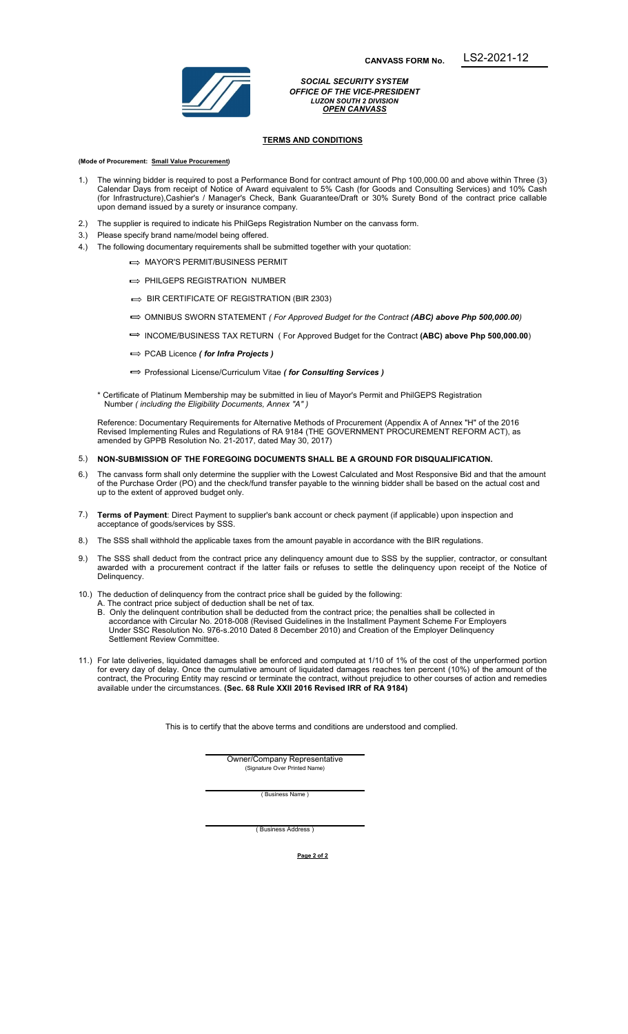**CANVASS FORM No.** LS2-2021-12

***SOCIAL SECURITY SYSTEM***
***OFFICE OF THE VICE-PRESIDENT***
***LUZON SOUTH 2 DIVISION***
***OPEN CANVASS***

## TERMS AND CONDITIONS

**(Mode of Procurement: Small Value Procurement)**

1.) The winning bidder is required to post a Performance Bond for contract amount of Php 100,000.00 and above within Three (3) Calendar Days from receipt of Notice of Award equivalent to 5% Cash (for Goods and Consulting Services) and 10% Cash (for Infrastructure),Cashier's / Manager's Check, Bank Guarantee/Draft or 30% Surety Bond of the contract price callable upon demand issued by a surety or insurance company.

2.) The supplier is required to indicate his PhilGeps Registration Number on the canvass form.

3.) Please specify brand name/model being offered.

4.) The following documentary requirements shall be submitted together with your quotation:

- MAYOR'S PERMIT/BUSINESS PERMIT
- PHILGEPS REGISTRATION NUMBER
- BIR CERTIFICATE OF REGISTRATION (BIR 2303)
- OMNIBUS SWORN STATEMENT *( For Approved Budget for the Contract **(ABC) above Php 500,000.00**)*
- INCOME/BUSINESS TAX RETURN ( For Approved Budget for the Contract **(ABC) above Php 500,000.00**)
- PCAB Licence ***( for Infra Projects )***
- Professional License/Curriculum Vitae ***( for Consulting Services )***

\* Certificate of Platinum Membership may be submitted in lieu of Mayor's Permit and PhilGEPS Registration Number *( including the Eligibility Documents, Annex "A" )*

Reference: Documentary Requirements for Alternative Methods of Procurement (Appendix A of Annex "H" of the 2016 Revised Implementing Rules and Regulations of RA 9184 (THE GOVERNMENT PROCUREMENT REFORM ACT), as amended by GPPB Resolution No. 21-2017, dated May 30, 2017)

5.) **NON-SUBMISSION OF THE FOREGOING DOCUMENTS SHALL BE A GROUND FOR DISQUALIFICATION.**

6.) The canvass form shall only determine the supplier with the Lowest Calculated and Most Responsive Bid and that the amount of the Purchase Order (PO) and the check/fund transfer payable to the winning bidder shall be based on the actual cost and up to the extent of approved budget only.

7.) **Terms of Payment**: Direct Payment to supplier's bank account or check payment (if applicable) upon inspection and acceptance of goods/services by SSS.

8.) The SSS shall withhold the applicable taxes from the amount payable in accordance with the BIR regulations.

9.) The SSS shall deduct from the contract price any delinquency amount due to SSS by the supplier, contractor, or consultant awarded with a procurement contract if the latter fails or refuses to settle the delinquency upon receipt of the Notice of Delinquency.

10.) The deduction of delinquency from the contract price shall be guided by the following:
A. The contract price subject of deduction shall be net of tax.
B. Only the delinquent contribution shall be deducted from the contract price; the penalties shall be collected in accordance with Circular No. 2018-008 (Revised Guidelines in the Installment Payment Scheme For Employers Under SSC Resolution No. 976-s.2010 Dated 8 December 2010) and Creation of the Employer Delinquency Settlement Review Committee.

11.) For late deliveries, liquidated damages shall be enforced and computed at 1/10 of 1% of the cost of the unperformed portion for every day of delay. Once the cumulative amount of liquidated damages reaches ten percent (10%) of the amount of the contract, the Procuring Entity may rescind or terminate the contract, without prejudice to other courses of action and remedies available under the circumstances. **(Sec. 68 Rule XXII 2016 Revised IRR of RA 9184)**

This is to certify that the above terms and conditions are understood and complied.

Owner/Company Representative
(Signature Over Printed Name)

( Business Name )

( Business Address )